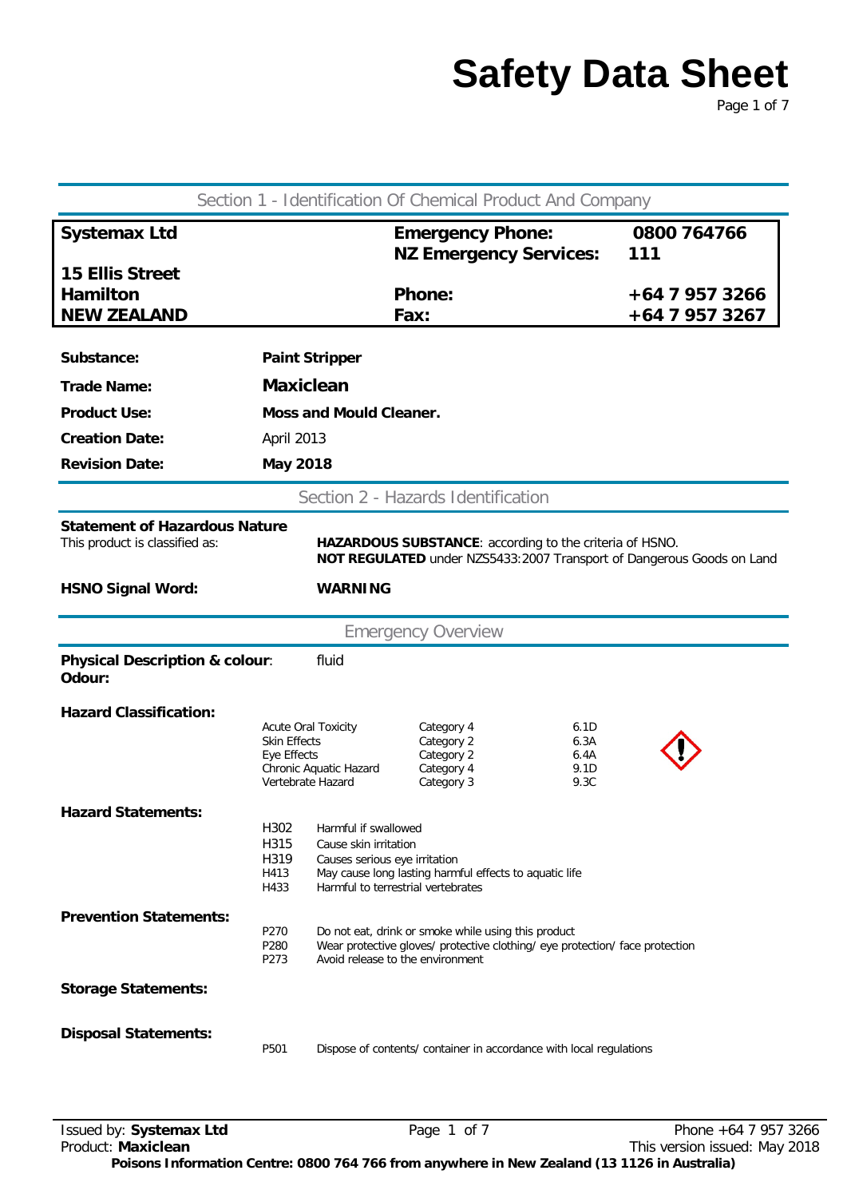# Safety Data Sheet

## Section 1 - Identification Of Chemical Product And Company

| | | | |
|---|---|---|---|
| **Systemax Ltd** | | **Emergency Phone:** | **0800 764766** |
| | | **NZ Emergency Services:** | **111** |
| **15 Ellis Street** | | | |
| **Hamilton** | | **Phone:** | **+64 7 957 3266** |
| **NEW ZEALAND** | | **Fax:** | **+64 7 957 3267** |

**Substance:** **Paint Stripper**

**Trade Name:** **Maxiclean**

**Product Use:** **Moss and Mould Cleaner.**

**Creation Date:** April 2013

**Revision Date:** **May 2018**

## Section 2 - Hazards Identification

**Statement of Hazardous Nature**

This product is classified as:

**HAZARDOUS SUBSTANCE**: according to the criteria of HSNO.
**NOT REGULATED** under NZS5433:2007 Transport of Dangerous Goods on Land

**HSNO Signal Word:** **WARNING**

## Emergency Overview

**Physical Description & colour**: fluid

**Odour:**

**Hazard Classification:**

| | | |
|---|---|---|
| Acute Oral Toxicity | Category 4 | 6.1D |
| Skin Effects | Category 2 | 6.3A |
| Eye Effects | Category 2 | 6.4A |
| Chronic Aquatic Hazard | Category 4 | 9.1D |
| Vertebrate Hazard | Category 3 | 9.3C |

**Hazard Statements:**

| | |
|---|---|
| H302 | Harmful if swallowed |
| H315 | Cause skin irritation |
| H319 | Causes serious eye irritation |
| H413 | May cause long lasting harmful effects to aquatic life |
| H433 | Harmful to terrestrial vertebrates |

**Prevention Statements:**

| | |
|---|---|
| P270 | Do not eat, drink or smoke while using this product |
| P280 | Wear protective gloves/ protective clothing/ eye protection/ face protection |
| P273 | Avoid release to the environment |

**Storage Statements:**

**Disposal Statements:**

| | |
|---|---|
| P501 | Dispose of contents/ container in accordance with local regulations |

Issued by: **Systemax Ltd**
Product: **Maxiclean**
Phone +64 7 957 3266
This version issued: May 2018
**Poisons Information Centre: 0800 764 766 from anywhere in New Zealand (13 1126 in Australia)**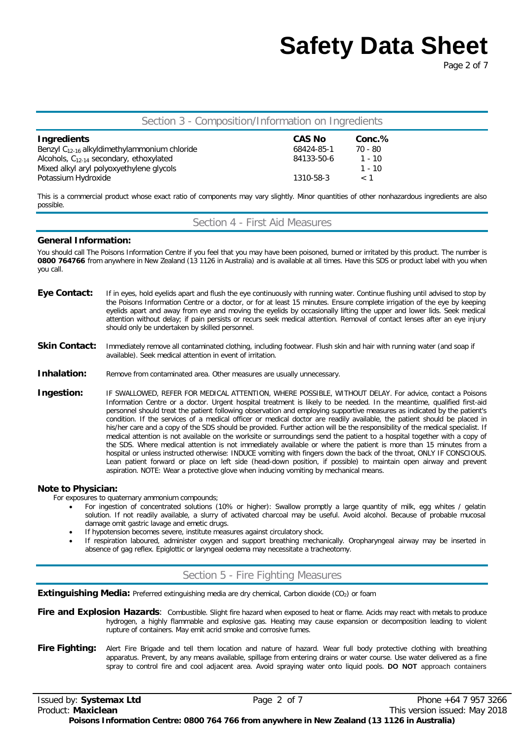## Section 3 - Composition/Information on Ingredients

| Ingredients | CAS No | Conc.% |
| --- | --- | --- |
| Benzyl $C_{12-16}$ alkyldimethylammonium chloride | 68424-85-1 | 70 - 80 |
| Alcohols, $C_{12-14}$ secondary, ethoxylated | 84133-50-6 | 1 - 10 |
| Mixed alkyl aryl polyoxyethylene glycols | | 1 - 10 |
| Potassium Hydroxide | 1310-58-3 | < 1 |

This is a commercial product whose exact ratio of components may vary slightly. Minor quantities of other nonhazardous ingredients are also possible.

## Section 4 - First Aid Measures

**General Information:**

You should call The Poisons Information Centre if you feel that you may have been poisoned, burned or irritated by this product. The number is **0800 764766** from anywhere in New Zealand (13 1126 in Australia) and is available at all times. Have this SDS or product label with you when you call.

**Eye Contact:** If in eyes, hold eyelids apart and flush the eye continuously with running water. Continue flushing until advised to stop by the Poisons Information Centre or a doctor, or for at least 15 minutes. Ensure complete irrigation of the eye by keeping eyelids apart and away from eye and moving the eyelids by occasionally lifting the upper and lower lids. Seek medical attention without delay; if pain persists or recurs seek medical attention. Removal of contact lenses after an eye injury should only be undertaken by skilled personnel.

**Skin Contact:** Immediately remove all contaminated clothing, including footwear. Flush skin and hair with running water (and soap if available). Seek medical attention in event of irritation.

**Inhalation:** Remove from contaminated area. Other measures are usually unnecessary.

**Ingestion:** IF SWALLOWED, REFER FOR MEDICAL ATTENTION, WHERE POSSIBLE, WITHOUT DELAY. For advice, contact a Poisons Information Centre or a doctor. Urgent hospital treatment is likely to be needed. In the meantime, qualified first-aid personnel should treat the patient following observation and employing supportive measures as indicated by the patient's condition. If the services of a medical officer or medical doctor are readily available, the patient should be placed in his/her care and a copy of the SDS should be provided. Further action will be the responsibility of the medical specialist. If medical attention is not available on the worksite or surroundings send the patient to a hospital together with a copy of the SDS. Where medical attention is not immediately available or where the patient is more than 15 minutes from a hospital or unless instructed otherwise: INDUCE vomiting with fingers down the back of the throat, ONLY IF CONSCIOUS. Lean patient forward or place on left side (head-down position, if possible) to maintain open airway and prevent aspiration. NOTE: Wear a protective glove when inducing vomiting by mechanical means.

**Note to Physician:**

For exposures to quaternary ammonium compounds;

- For ingestion of concentrated solutions (10% or higher): Swallow promptly a large quantity of milk, egg whites / gelatin solution. If not readily available, a slurry of activated charcoal may be useful. Avoid alcohol. Because of probable mucosal damage omit gastric lavage and emetic drugs.
- If hypotension becomes severe, institute measures against circulatory shock.
- If respiration laboured, administer oxygen and support breathing mechanically. Oropharyngeal airway may be inserted in absence of gag reflex. Epiglottic or laryngeal oedema may necessitate a tracheotomy.

## Section 5 - Fire Fighting Measures

**Extinguishing Media:** Preferred extinguishing media are dry chemical, Carbon dioxide ($CO_2$) or foam

**Fire and Explosion Hazards**: Combustible. Slight fire hazard when exposed to heat or flame. Acids may react with metals to produce hydrogen, a highly flammable and explosive gas. Heating may cause expansion or decomposition leading to violent rupture of containers. May emit acrid smoke and corrosive fumes.

**Fire Fighting:** Alert Fire Brigade and tell them location and nature of hazard. Wear full body protective clothing with breathing apparatus. Prevent, by any means available, spillage from entering drains or water course. Use water delivered as a fine spray to control fire and cool adjacent area. Avoid spraying water onto liquid pools. **DO NOT** approach containers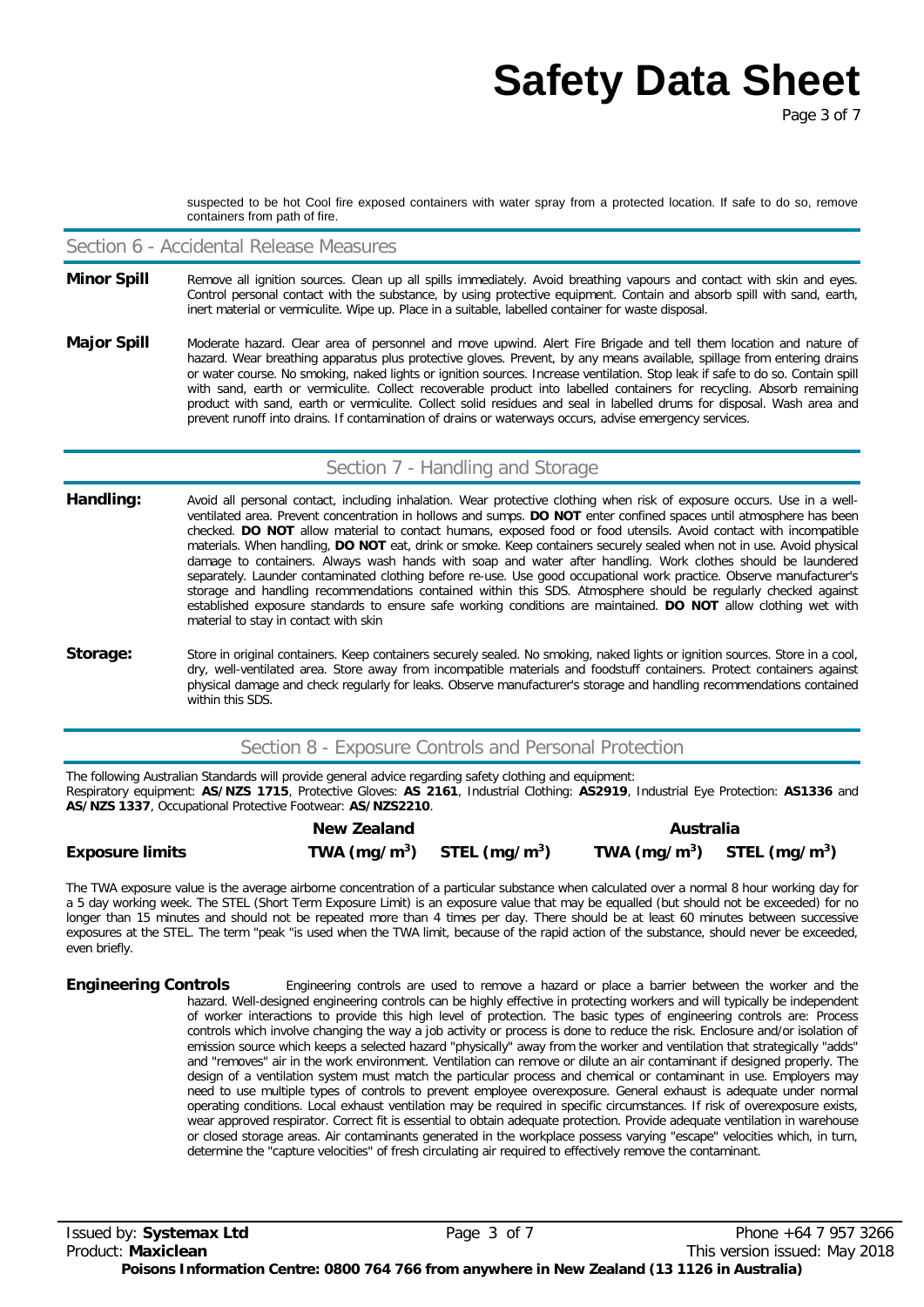suspected to be hot Cool fire exposed containers with water spray from a protected location. If safe to do so, remove containers from path of fire.

## Section 6 - Accidental Release Measures

**Minor Spill** Remove all ignition sources. Clean up all spills immediately. Avoid breathing vapours and contact with skin and eyes. Control personal contact with the substance, by using protective equipment. Contain and absorb spill with sand, earth, inert material or vermiculite. Wipe up. Place in a suitable, labelled container for waste disposal.

**Major Spill** Moderate hazard. Clear area of personnel and move upwind. Alert Fire Brigade and tell them location and nature of hazard. Wear breathing apparatus plus protective gloves. Prevent, by any means available, spillage from entering drains or water course. No smoking, naked lights or ignition sources. Increase ventilation. Stop leak if safe to do so. Contain spill with sand, earth or vermiculite. Collect recoverable product into labelled containers for recycling. Absorb remaining product with sand, earth or vermiculite. Collect solid residues and seal in labelled drums for disposal. Wash area and prevent runoff into drains. If contamination of drains or waterways occurs, advise emergency services.

## Section 7 - Handling and Storage

**Handling:** Avoid all personal contact, including inhalation. Wear protective clothing when risk of exposure occurs. Use in a well-ventilated area. Prevent concentration in hollows and sumps. **DO NOT** enter confined spaces until atmosphere has been checked. **DO NOT** allow material to contact humans, exposed food or food utensils. Avoid contact with incompatible materials. When handling, **DO NOT** eat, drink or smoke. Keep containers securely sealed when not in use. Avoid physical damage to containers. Always wash hands with soap and water after handling. Work clothes should be laundered separately. Launder contaminated clothing before re-use. Use good occupational work practice. Observe manufacturer's storage and handling recommendations contained within this SDS. Atmosphere should be regularly checked against established exposure standards to ensure safe working conditions are maintained. **DO NOT** allow clothing wet with material to stay in contact with skin

**Storage:** Store in original containers. Keep containers securely sealed. No smoking, naked lights or ignition sources. Store in a cool, dry, well-ventilated area. Store away from incompatible materials and foodstuff containers. Protect containers against physical damage and check regularly for leaks. Observe manufacturer's storage and handling recommendations contained within this SDS.

## Section 8 - Exposure Controls and Personal Protection

The following Australian Standards will provide general advice regarding safety clothing and equipment:
Respiratory equipment: **AS/NZS 1715**, Protective Gloves: **AS 2161**, Industrial Clothing: **AS2919**, Industrial Eye Protection: **AS1336** and **AS/NZS 1337**, Occupational Protective Footwear: **AS/NZS2210**.

| | New Zealand | | Australia | |
|---|---|---|---|---|
| **Exposure limits** | **TWA ($mg/m^3$)** | **STEL ($mg/m^3$)** | **TWA ($mg/m^3$)** | **STEL ($mg/m^3$)** |

The TWA exposure value is the average airborne concentration of a particular substance when calculated over a normal 8 hour working day for a 5 day working week. The STEL (Short Term Exposure Limit) is an exposure value that may be equalled (but should not be exceeded) for no longer than 15 minutes and should not be repeated more than 4 times per day. There should be at least 60 minutes between successive exposures at the STEL. The term "peak "is used when the TWA limit, because of the rapid action of the substance, should never be exceeded, even briefly.

**Engineering Controls** Engineering controls are used to remove a hazard or place a barrier between the worker and the hazard. Well-designed engineering controls can be highly effective in protecting workers and will typically be independent of worker interactions to provide this high level of protection. The basic types of engineering controls are: Process controls which involve changing the way a job activity or process is done to reduce the risk. Enclosure and/or isolation of emission source which keeps a selected hazard "physically" away from the worker and ventilation that strategically "adds" and "removes" air in the work environment. Ventilation can remove or dilute an air contaminant if designed properly. The design of a ventilation system must match the particular process and chemical or contaminant in use. Employers may need to use multiple types of controls to prevent employee overexposure. General exhaust is adequate under normal operating conditions. Local exhaust ventilation may be required in specific circumstances. If risk of overexposure exists, wear approved respirator. Correct fit is essential to obtain adequate protection. Provide adequate ventilation in warehouse or closed storage areas. Air contaminants generated in the workplace possess varying "escape" velocities which, in turn, determine the "capture velocities" of fresh circulating air required to effectively remove the contaminant.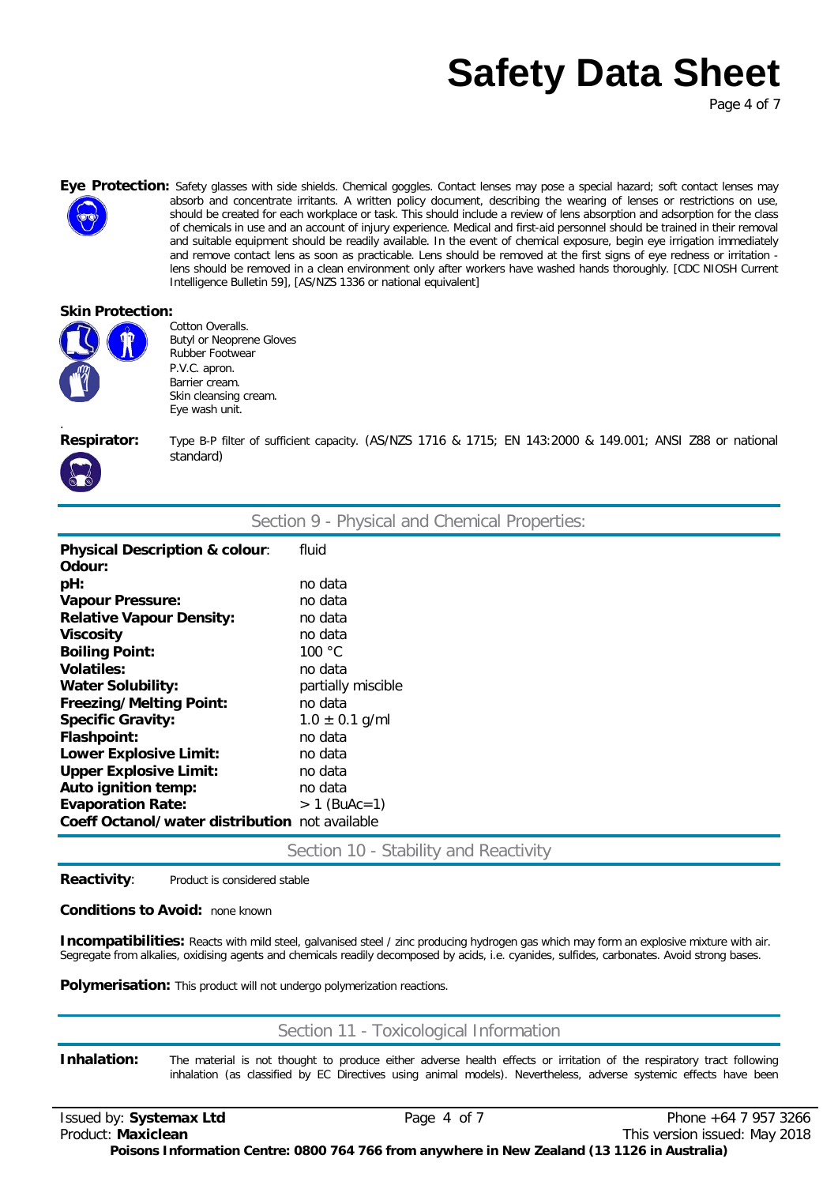**Eye Protection:** Safety glasses with side shields. Chemical goggles. Contact lenses may pose a special hazard; soft contact lenses may absorb and concentrate irritants. A written policy document, describing the wearing of lenses or restrictions on use, should be created for each workplace or task. This should include a review of lens absorption and adsorption for the class of chemicals in use and an account of injury experience. Medical and first-aid personnel should be trained in their removal and suitable equipment should be readily available. In the event of chemical exposure, begin eye irrigation immediately and remove contact lens as soon as practicable. Lens should be removed at the first signs of eye redness or irritation - lens should be removed in a clean environment only after workers have washed hands thoroughly. [CDC NIOSH Current Intelligence Bulletin 59], [AS/NZS 1336 or national equivalent]

**Skin Protection:**

Cotton Overalls.
Butyl or Neoprene Gloves
Rubber Footwear
P.V.C. apron.
Barrier cream.
Skin cleansing cream.
Eye wash unit.

**Respirator:** Type B-P filter of sufficient capacity. (AS/NZS 1716 & 1715; EN 143:2000 & 149.001; ANSI Z88 or national standard)

## Section 9 - Physical and Chemical Properties:

| | |
|---|---|
| **Physical Description & colour**: | fluid |
| **Odour:** | |
| **pH:** | no data |
| **Vapour Pressure:** | no data |
| **Relative Vapour Density:** | no data |
| **Viscosity** | no data |
| **Boiling Point:** | 100 °C |
| **Volatiles:** | no data |
| **Water Solubility:** | partially miscible |
| **Freezing/Melting Point:** | no data |
| **Specific Gravity:** | 1.0 ± 0.1 g/ml |
| **Flashpoint:** | no data |
| **Lower Explosive Limit:** | no data |
| **Upper Explosive Limit:** | no data |
| **Auto ignition temp:** | no data |
| **Evaporation Rate:** | > 1 (BuAc=1) |
| **Coeff Octanol/water distribution** | not available |

## Section 10 - Stability and Reactivity

**Reactivity**: Product is considered stable

**Conditions to Avoid:** none known

**Incompatibilities:** Reacts with mild steel, galvanised steel / zinc producing hydrogen gas which may form an explosive mixture with air. Segregate from alkalies, oxidising agents and chemicals readily decomposed by acids, i.e. cyanides, sulfides, carbonates. Avoid strong bases.

**Polymerisation:** This product will not undergo polymerization reactions.

## Section 11 - Toxicological Information

**Inhalation:** The material is not thought to produce either adverse health effects or irritation of the respiratory tract following inhalation (as classified by EC Directives using animal models). Nevertheless, adverse systemic effects have been

Issued by: **Systemax Ltd**
Product: **Maxiclean**
Phone +64 7 957 3266
This version issued: May 2018
**Poisons Information Centre: 0800 764 766 from anywhere in New Zealand (13 1126 in Australia)**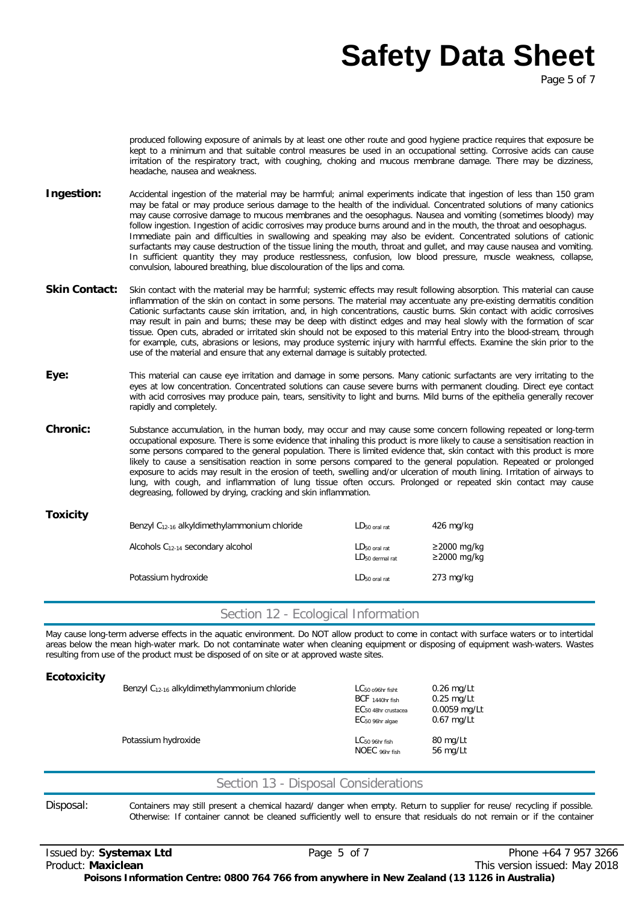produced following exposure of animals by at least one other route and good hygiene practice requires that exposure be kept to a minimum and that suitable control measures be used in an occupational setting. Corrosive acids can cause irritation of the respiratory tract, with coughing, choking and mucous membrane damage. There may be dizziness, headache, nausea and weakness.

**Ingestion:** Accidental ingestion of the material may be harmful; animal experiments indicate that ingestion of less than 150 gram may be fatal or may produce serious damage to the health of the individual. Concentrated solutions of many cationics may cause corrosive damage to mucous membranes and the oesophagus. Nausea and vomiting (sometimes bloody) may follow ingestion. Ingestion of acidic corrosives may produce burns around and in the mouth, the throat and oesophagus. Immediate pain and difficulties in swallowing and speaking may also be evident. Concentrated solutions of cationic surfactants may cause destruction of the tissue lining the mouth, throat and gullet, and may cause nausea and vomiting. In sufficient quantity they may produce restlessness, confusion, low blood pressure, muscle weakness, collapse, convulsion, laboured breathing, blue discolouration of the lips and coma.

**Skin Contact:** Skin contact with the material may be harmful; systemic effects may result following absorption. This material can cause inflammation of the skin on contact in some persons. The material may accentuate any pre-existing dermatitis condition Cationic surfactants cause skin irritation, and, in high concentrations, caustic burns. Skin contact with acidic corrosives may result in pain and burns; these may be deep with distinct edges and may heal slowly with the formation of scar tissue. Open cuts, abraded or irritated skin should not be exposed to this material Entry into the blood-stream, through for example, cuts, abrasions or lesions, may produce systemic injury with harmful effects. Examine the skin prior to the use of the material and ensure that any external damage is suitably protected.

**Eye:** This material can cause eye irritation and damage in some persons. Many cationic surfactants are very irritating to the eyes at low concentration. Concentrated solutions can cause severe burns with permanent clouding. Direct eye contact with acid corrosives may produce pain, tears, sensitivity to light and burns. Mild burns of the epithelia generally recover rapidly and completely.

**Chronic:** Substance accumulation, in the human body, may occur and may cause some concern following repeated or long-term occupational exposure. There is some evidence that inhaling this product is more likely to cause a sensitisation reaction in some persons compared to the general population. There is limited evidence that, skin contact with this product is more likely to cause a sensitisation reaction in some persons compared to the general population. Repeated or prolonged exposure to acids may result in the erosion of teeth, swelling and/or ulceration of mouth lining. Irritation of airways to lung, with cough, and inflammation of lung tissue often occurs. Prolonged or repeated skin contact may cause degreasing, followed by drying, cracking and skin inflammation.

**Toxicity**

| Substance | Test | Value |
|---|---|---|
| Benzyl $C_{12-16}$ alkyldimethylammonium chloride | $LD_{50\ oral\ rat}$ | 426 mg/kg |
| Alcohols $C_{12-14}$ secondary alcohol | $LD_{50\ oral\ rat}$<br>$LD_{50\ dermal\ rat}$ | ≥2000 mg/kg<br>≥2000 mg/kg |
| Potassium hydroxide | $LD_{50\ oral\ rat}$ | 273 mg/kg |

## Section 12 - Ecological Information

May cause long-term adverse effects in the aquatic environment. Do NOT allow product to come in contact with surface waters or to intertidal areas below the mean high-water mark. Do not contaminate water when cleaning equipment or disposing of equipment wash-waters. Wastes resulting from use of the product must be disposed of on site or at approved waste sites.

**Ecotoxicity**

| Substance | Test | Value |
|---|---|---|
| Benzyl $C_{12-16}$ alkyldimethylammonium chloride | $LC_{50\ o96hr\ fisht}$<br>$BCF_{\ 1440hr\ fish}$<br>$EC_{50\ 48hr\ crustacea}$<br>$EC_{50\ 96hr\ algae}$ | 0.26 mg/Lt<br>0.25 mg/Lt<br>0.0059 mg/Lt<br>0.67 mg/Lt |
| Potassium hydroxide | $LC_{50\ 96hr\ fish}$<br>$NOEC_{\ 96hr\ fish}$ | 80 mg/Lt<br>56 mg/Lt |

## Section 13 - Disposal Considerations

Disposal: Containers may still present a chemical hazard/ danger when empty. Return to supplier for reuse/ recycling if possible. Otherwise: If container cannot be cleaned sufficiently well to ensure that residuals do not remain or if the container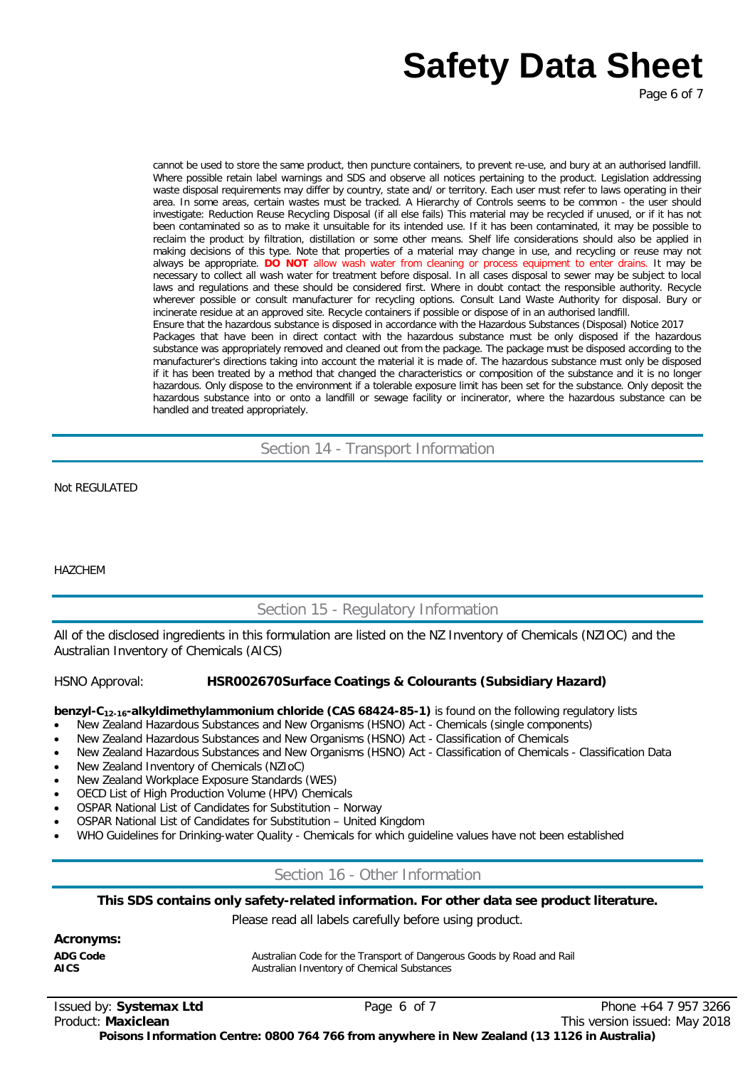cannot be used to store the same product, then puncture containers, to prevent re-use, and bury at an authorised landfill. Where possible retain label warnings and SDS and observe all notices pertaining to the product. Legislation addressing waste disposal requirements may differ by country, state and/ or territory. Each user must refer to laws operating in their area. In some areas, certain wastes must be tracked. A Hierarchy of Controls seems to be common - the user should investigate: Reduction Reuse Recycling Disposal (if all else fails) This material may be recycled if unused, or if it has not been contaminated so as to make it unsuitable for its intended use. If it has been contaminated, it may be possible to reclaim the product by filtration, distillation or some other means. Shelf life considerations should also be applied in making decisions of this type. Note that properties of a material may change in use, and recycling or reuse may not always be appropriate. **DO NOT** allow wash water from cleaning or process equipment to enter drains. It may be necessary to collect all wash water for treatment before disposal. In all cases disposal to sewer may be subject to local laws and regulations and these should be considered first. Where in doubt contact the responsible authority. Recycle wherever possible or consult manufacturer for recycling options. Consult Land Waste Authority for disposal. Bury or incinerate residue at an approved site. Recycle containers if possible or dispose of in an authorised landfill.
Ensure that the hazardous substance is disposed in accordance with the Hazardous Substances (Disposal) Notice 2017
Packages that have been in direct contact with the hazardous substance must be only disposed if the hazardous substance was appropriately removed and cleaned out from the package. The package must be disposed according to the manufacturer's directions taking into account the material it is made of. The hazardous substance must only be disposed if it has been treated by a method that changed the characteristics or composition of the substance and it is no longer hazardous. Only dispose to the environment if a tolerable exposure limit has been set for the substance. Only deposit the hazardous substance into or onto a landfill or sewage facility or incinerator, where the hazardous substance can be handled and treated appropriately.

## Section 14 - Transport Information

Not REGULATED

HAZCHEM

## Section 15 - Regulatory Information

All of the disclosed ingredients in this formulation are listed on the NZ Inventory of Chemicals (NZIOC) and the Australian Inventory of Chemicals (AICS)

HSNO Approval: **HSR002670Surface Coatings & Colourants (Subsidiary Hazard)**

**benzyl-$C_{12-16}$-alkyldimethylammonium chloride (CAS 68424-85-1)** is found on the following regulatory lists

- New Zealand Hazardous Substances and New Organisms (HSNO) Act - Chemicals (single components)
- New Zealand Hazardous Substances and New Organisms (HSNO) Act - Classification of Chemicals
- New Zealand Hazardous Substances and New Organisms (HSNO) Act - Classification of Chemicals - Classification Data
- New Zealand Inventory of Chemicals (NZIoC)
- New Zealand Workplace Exposure Standards (WES)
- OECD List of High Production Volume (HPV) Chemicals
- OSPAR National List of Candidates for Substitution – Norway
- OSPAR National List of Candidates for Substitution – United Kingdom
- WHO Guidelines for Drinking-water Quality - Chemicals for which guideline values have not been established

## Section 16 - Other Information

**This SDS contains only safety-related information. For other data see product literature.**

Please read all labels carefully before using product.

**Acronyms:**

| | |
|---|---|
| **ADG Code** | Australian Code for the Transport of Dangerous Goods by Road and Rail |
| **AICS** | Australian Inventory of Chemical Substances |

Issued by: **Systemax Ltd** Phone +64 7 957 3266
Product: **Maxiclean** This version issued: May 2018
**Poisons Information Centre: 0800 764 766 from anywhere in New Zealand (13 1126 in Australia)**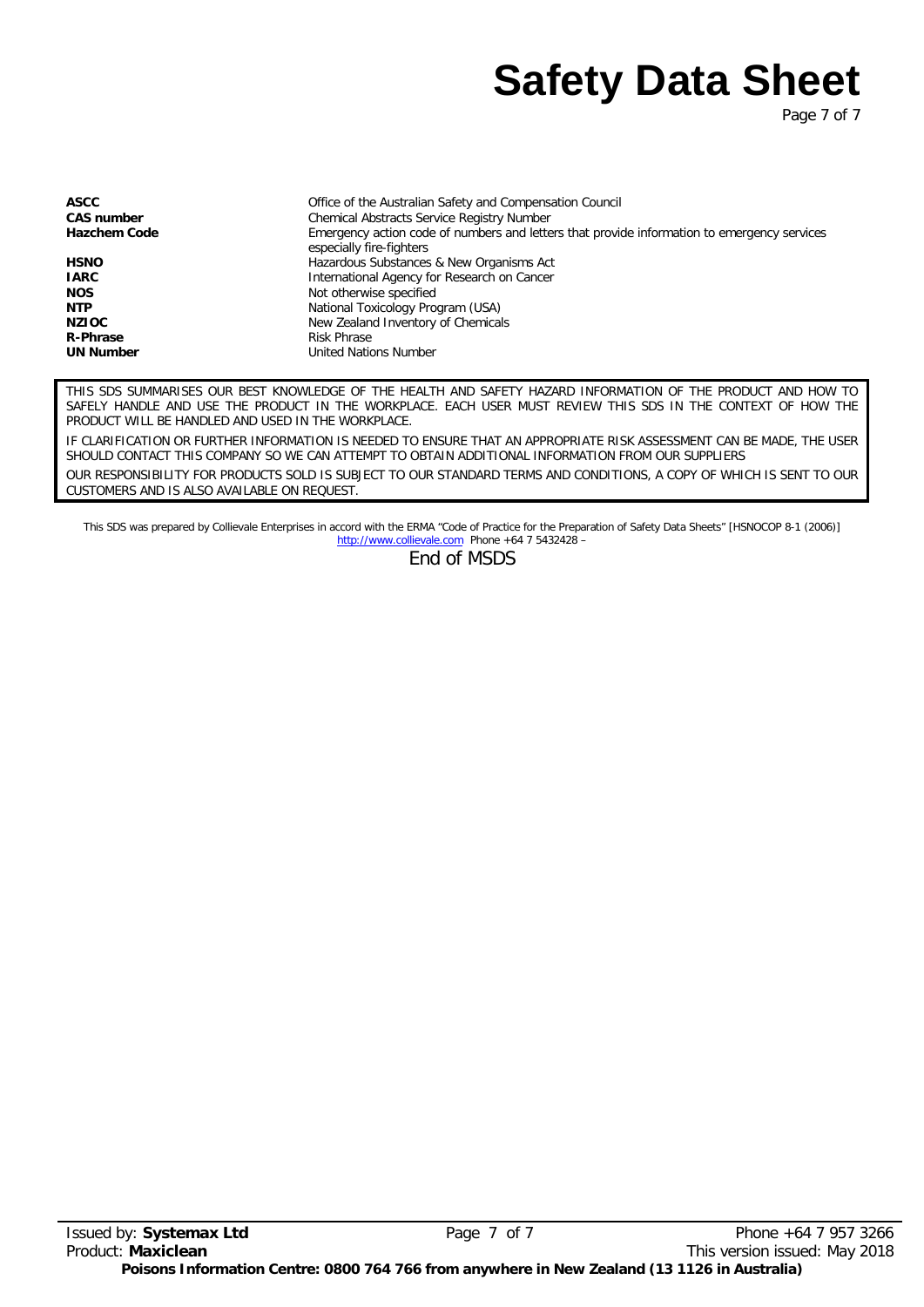| | |
|---|---|
| **ASCC** | Office of the Australian Safety and Compensation Council |
| **CAS number** | Chemical Abstracts Service Registry Number |
| **Hazchem Code** | Emergency action code of numbers and letters that provide information to emergency services especially fire-fighters |
| **HSNO** | Hazardous Substances & New Organisms Act |
| **IARC** | International Agency for Research on Cancer |
| **NOS** | Not otherwise specified |
| **NTP** | National Toxicology Program (USA) |
| **NZIOC** | New Zealand Inventory of Chemicals |
| **R-Phrase** | Risk Phrase |
| **UN Number** | United Nations Number |

THIS SDS SUMMARISES OUR BEST KNOWLEDGE OF THE HEALTH AND SAFETY HAZARD INFORMATION OF THE PRODUCT AND HOW TO SAFELY HANDLE AND USE THE PRODUCT IN THE WORKPLACE. EACH USER MUST REVIEW THIS SDS IN THE CONTEXT OF HOW THE PRODUCT WILL BE HANDLED AND USED IN THE WORKPLACE.

IF CLARIFICATION OR FURTHER INFORMATION IS NEEDED TO ENSURE THAT AN APPROPRIATE RISK ASSESSMENT CAN BE MADE, THE USER SHOULD CONTACT THIS COMPANY SO WE CAN ATTEMPT TO OBTAIN ADDITIONAL INFORMATION FROM OUR SUPPLIERS

OUR RESPONSIBILITY FOR PRODUCTS SOLD IS SUBJECT TO OUR STANDARD TERMS AND CONDITIONS, A COPY OF WHICH IS SENT TO OUR CUSTOMERS AND IS ALSO AVAILABLE ON REQUEST.

This SDS was prepared by Collievale Enterprises in accord with the ERMA "Code of Practice for the Preparation of Safety Data Sheets" [HSNOCOP 8-1 (2006)]
http://www.collievale.com Phone +64 7 5432428 –

End of MSDS

Issued by: **Systemax Ltd** Phone +64 7 957 3266
Product: **Maxiclean** This version issued: May 2018
**Poisons Information Centre: 0800 764 766 from anywhere in New Zealand (13 1126 in Australia)**